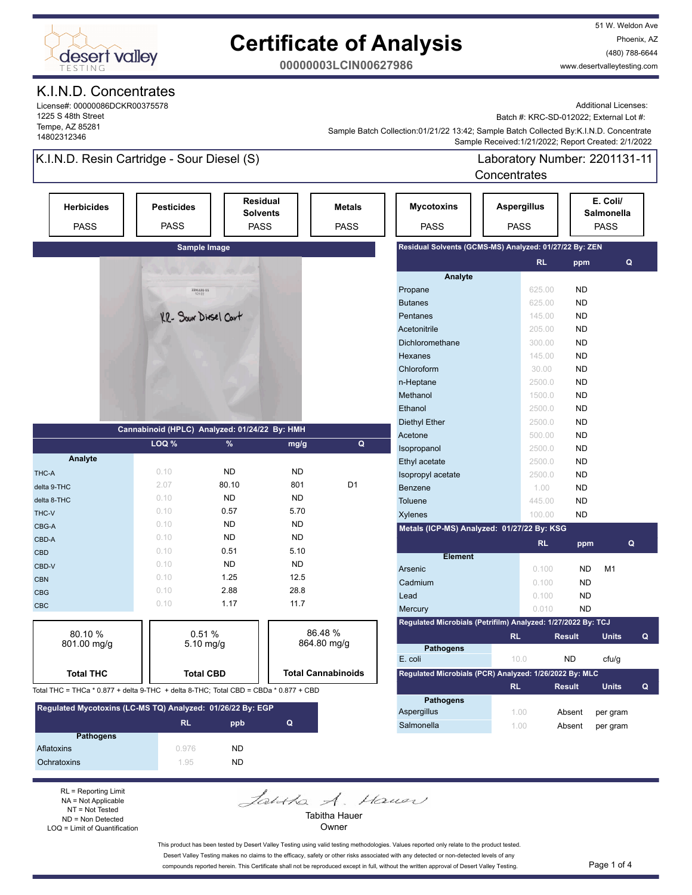# Certificate of Analysis

**00000003LCIN00627986**

51 W. Weldon Ave
Phoenix, AZ
(480) 788-6644
www.desertvalleytesting.com

## K.I.N.D. Concentrates

License#: 00000086DCKR00375578
1225 S 48th Street
Tempe, AZ 85281
14802312346

Additional Licenses:
Batch #: KRC-SD-012022; External Lot #:
Sample Batch Collection:01/21/22 13:42; Sample Batch Collected By:K.I.N.D. Concentrate
Sample Received:1/21/2022; Report Created: 2/1/2022

## K.I.N.D. Resin Cartridge - Sour Diesel (S)

Laboratory Number: 2201131-11
Concentrates

| Herbicides | Pesticides | Residual Solvents | Metals | Mycotoxins | Aspergillus | E. Coli/ Salmonella |
|---|---|---|---|---|---|---|
| PASS | PASS | PASS | PASS | PASS | PASS | PASS |

**Sample Image**

### Cannabinoid (HPLC) Analyzed: 01/24/22 By: HMH

| Analyte | LOQ % | % | mg/g | Q |
|---|---|---|---|---|
| THC-A | 0.10 | ND | ND | |
| delta 9-THC | 2.07 | 80.10 | 801 | D1 |
| delta 8-THC | 0.10 | ND | ND | |
| THC-V | 0.10 | 0.57 | 5.70 | |
| CBG-A | 0.10 | ND | ND | |
| CBD-A | 0.10 | ND | ND | |
| CBD | 0.10 | 0.51 | 5.10 | |
| CBD-V | 0.10 | ND | ND | |
| CBN | 0.10 | 1.25 | 12.5 | |
| CBG | 0.10 | 2.88 | 28.8 | |
| CBC | 0.10 | 1.17 | 11.7 | |

| Total THC | Total CBD | Total Cannabinoids |
|---|---|---|
| 80.10 % 801.00 mg/g | 0.51 % 5.10 mg/g | 86.48 % 864.80 mg/g |

Total THC = THCa * 0.877 + delta 9-THC + delta 8-THC; Total CBD = CBDa * 0.877 + CBD

### Regulated Mycotoxins (LC-MS TQ) Analyzed: 01/26/22 By: EGP

| Pathogens | RL | ppb | Q |
|---|---|---|---|
| Aflatoxins | 0.976 | ND | |
| Ochratoxins | 1.95 | ND | |

### Residual Solvents (GCMS-MS) Analyzed: 01/27/22 By: ZEN

| Analyte | RL | ppm | Q |
|---|---|---|---|
| Propane | 625.00 | ND | |
| Butanes | 625.00 | ND | |
| Pentanes | 145.00 | ND | |
| Acetonitrile | 205.00 | ND | |
| Dichloromethane | 300.00 | ND | |
| Hexanes | 145.00 | ND | |
| Chloroform | 30.00 | ND | |
| n-Heptane | 2500.0 | ND | |
| Methanol | 1500.0 | ND | |
| Ethanol | 2500.0 | ND | |
| Diethyl Ether | 2500.0 | ND | |
| Acetone | 500.00 | ND | |
| Isopropanol | 2500.0 | ND | |
| Ethyl acetate | 2500.0 | ND | |
| Isopropyl acetate | 2500.0 | ND | |
| Benzene | 1.00 | ND | |
| Toluene | 445.00 | ND | |
| Xylenes | 100.00 | ND | |

### Metals (ICP-MS) Analyzed: 01/27/22 By: KSG

| Element | RL | ppm | Q |
|---|---|---|---|
| Arsenic | 0.100 | ND | M1 |
| Cadmium | 0.100 | ND | |
| Lead | 0.100 | ND | |
| Mercury | 0.010 | ND | |

### Regulated Microbials (Petrifilm) Analyzed: 01/27/22 By: TCJ

| Pathogens | RL | Result | Units | Q |
|---|---|---|---|---|
| E. coli | 10.0 | ND | cfu/g | |

### Regulated Microbials (PCR) Analyzed: 1/26/2022 By: MLC

| Pathogens | RL | Result | Units | Q |
|---|---|---|---|---|
| Aspergillus | 1.00 | Absent | per gram | |
| Salmonella | 1.00 | Absent | per gram | |

RL = Reporting Limit
NA = Not Applicable
NT = Not Tested
ND = Non Detected
LOQ = Limit of Quantification

Tabitha Hauer
Owner

This product has been tested by Desert Valley Testing using valid testing methodologies. Values reported only relate to the product tested. Desert Valley Testing makes no claims to the efficacy, safety or other risks associated with any detected or non-detected levels of any compounds reported herein. This Certificate shall not be reproduced except in full, without the written approval of Desert Valley Testing.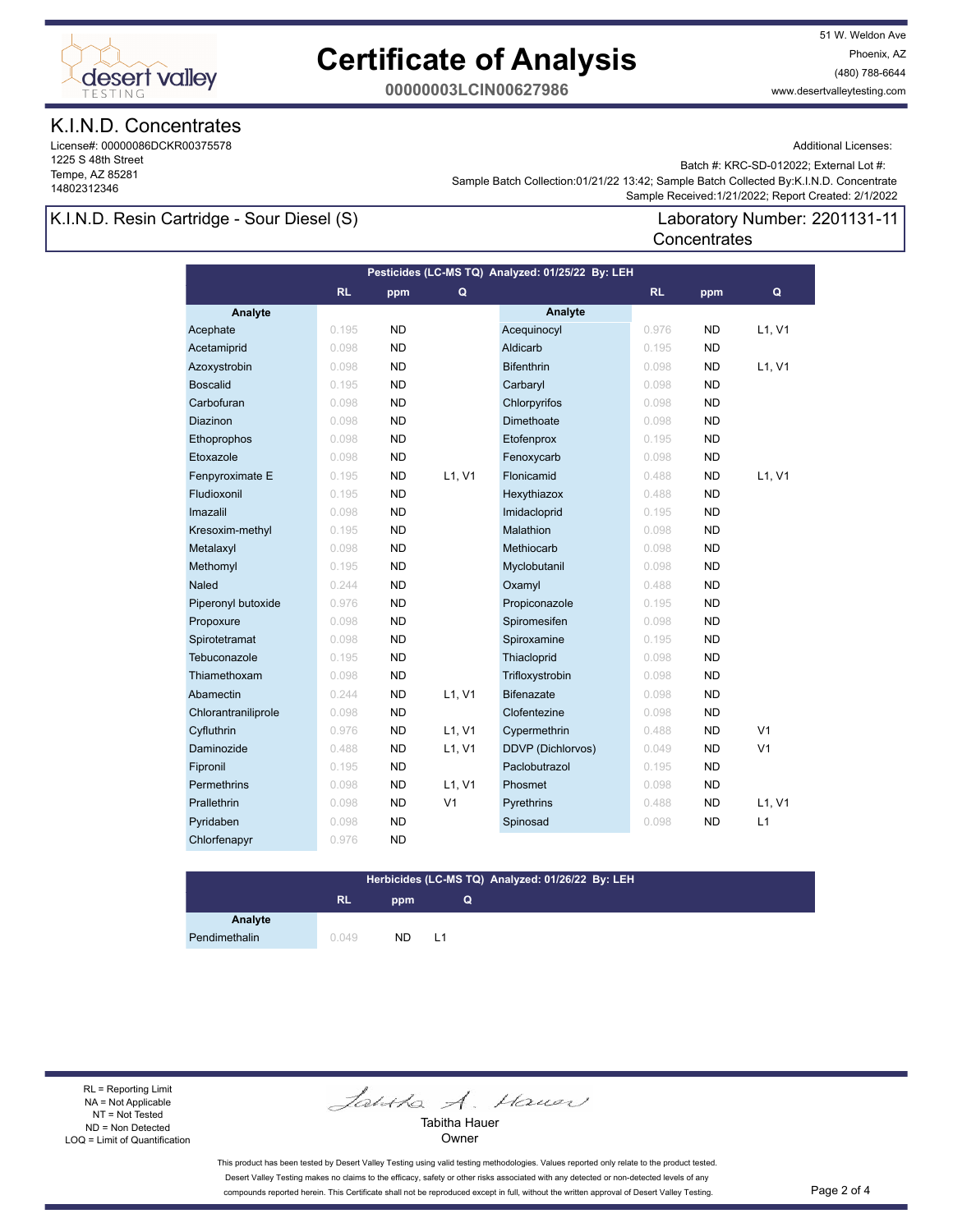# Certificate of Analysis

**00000003LCIN00627986**

51 W. Weldon Ave
Phoenix, AZ
(480) 788-6644
www.desertvalleytesting.com

## K.I.N.D. Concentrates

License#: 00000086DCKR00375578
1225 S 48th Street
Tempe, AZ 85281
14802312346

Additional Licenses:

Batch #: KRC-SD-012022; External Lot #:
Sample Batch Collection:01/21/22 13:42; Sample Batch Collected By:K.I.N.D. Concentrate
Sample Received:1/21/2022; Report Created: 2/1/2022

## K.I.N.D. Resin Cartridge - Sour Diesel (S)

Laboratory Number: 2201131-11
Concentrates

### Pesticides (LC-MS TQ) Analyzed: 01/25/22 By: LEH

| Analyte | RL | ppm | Q | Analyte | RL | ppm | Q |
|---|---|---|---|---|---|---|---|
| Acephate | 0.195 | ND | | Acequinocyl | 0.976 | ND | L1, V1 |
| Acetamiprid | 0.098 | ND | | Aldicarb | 0.195 | ND | |
| Azoxystrobin | 0.098 | ND | | Bifenthrin | 0.098 | ND | L1, V1 |
| Boscalid | 0.195 | ND | | Carbaryl | 0.098 | ND | |
| Carbofuran | 0.098 | ND | | Chlorpyrifos | 0.098 | ND | |
| Diazinon | 0.098 | ND | | Dimethoate | 0.098 | ND | |
| Ethoprophos | 0.098 | ND | | Etofenprox | 0.195 | ND | |
| Etoxazole | 0.098 | ND | | Fenoxycarb | 0.098 | ND | |
| Fenpyroximate E | 0.195 | ND | L1, V1 | Flonicamid | 0.488 | ND | L1, V1 |
| Fludioxonil | 0.195 | ND | | Hexythiazox | 0.488 | ND | |
| Imazalil | 0.098 | ND | | Imidacloprid | 0.195 | ND | |
| Kresoxim-methyl | 0.195 | ND | | Malathion | 0.098 | ND | |
| Metalaxyl | 0.098 | ND | | Methiocarb | 0.098 | ND | |
| Methomyl | 0.195 | ND | | Myclobutanil | 0.098 | ND | |
| Naled | 0.244 | ND | | Oxamyl | 0.488 | ND | |
| Piperonyl butoxide | 0.976 | ND | | Propiconazole | 0.195 | ND | |
| Propoxure | 0.098 | ND | | Spiromesifen | 0.098 | ND | |
| Spirotetramat | 0.098 | ND | | Spiroxamine | 0.195 | ND | |
| Tebuconazole | 0.195 | ND | | Thiacloprid | 0.098 | ND | |
| Thiamethoxam | 0.098 | ND | | Trifloxystrobin | 0.098 | ND | |
| Abamectin | 0.244 | ND | L1, V1 | Bifenazate | 0.098 | ND | |
| Chlorantraniliprole | 0.098 | ND | | Clofentezine | 0.098 | ND | |
| Cyfluthrin | 0.976 | ND | L1, V1 | Cypermethrin | 0.488 | ND | V1 |
| Daminozide | 0.488 | ND | L1, V1 | DDVP (Dichlorvos) | 0.049 | ND | V1 |
| Fipronil | 0.195 | ND | | Paclobutrazol | 0.195 | ND | |
| Permethrins | 0.098 | ND | L1, V1 | Phosmet | 0.098 | ND | |
| Prallethrin | 0.098 | ND | V1 | Pyrethrins | 0.488 | ND | L1, V1 |
| Pyridaben | 0.098 | ND | | Spinosad | 0.098 | ND | L1 |
| Chlorfenapyr | 0.976 | ND | | | | | |

### Herbicides (LC-MS TQ) Analyzed: 01/26/22 By: LEH

| Analyte | RL | ppm | Q |
|---|---|---|---|
| Pendimethalin | 0.049 | ND | L1 |

RL = Reporting Limit
NA = Not Applicable
NT = Not Tested
ND = Non Detected
LOQ = Limit of Quantification

Tabitha Hauer
Owner

This product has been tested by Desert Valley Testing using valid testing methodologies. Values reported only relate to the product tested. Desert Valley Testing makes no claims to the efficacy, safety or other risks associated with any detected or non-detected levels of any compounds reported herein. This Certificate shall not be reproduced except in full, without the written approval of Desert Valley Testing.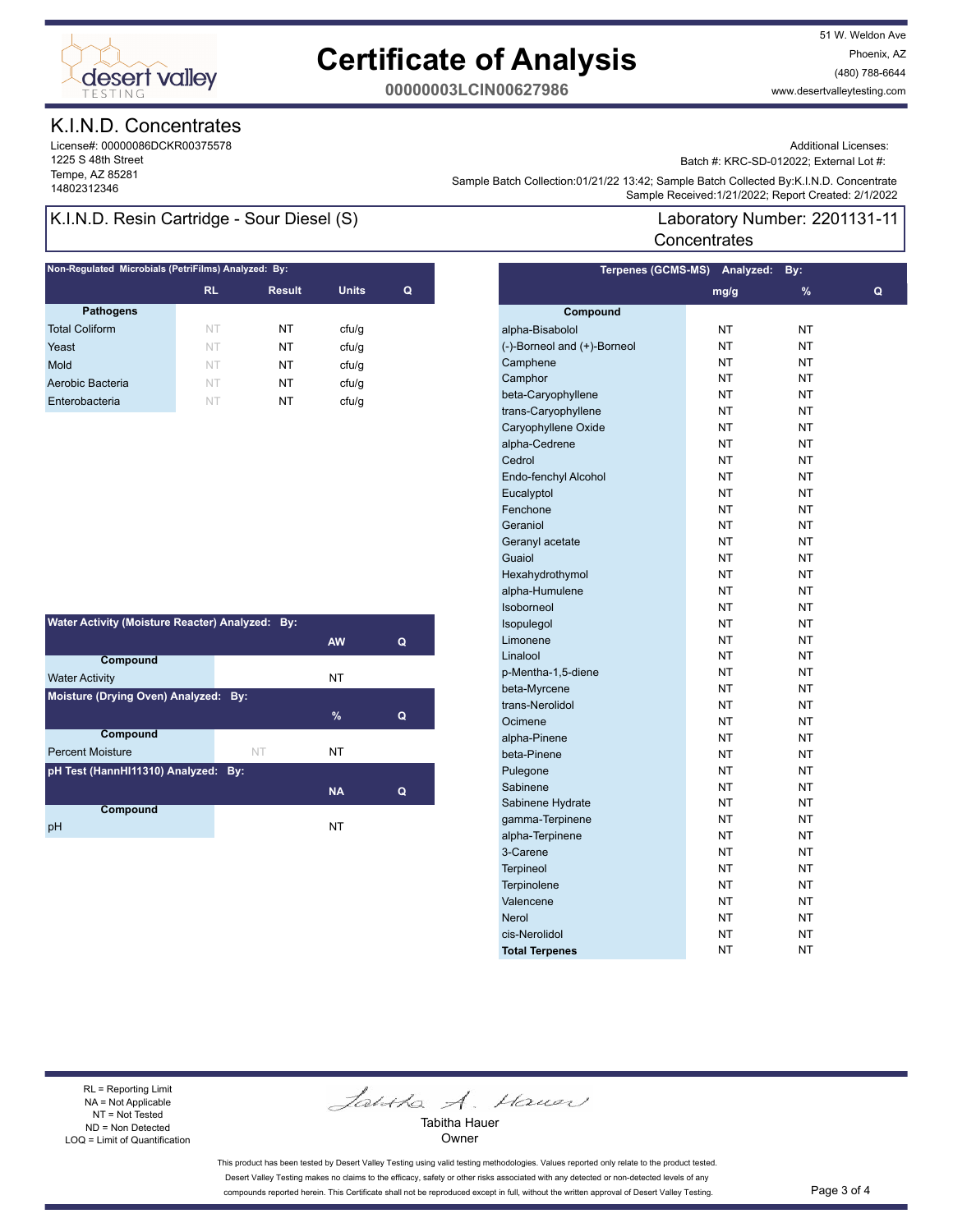# Certificate of Analysis

**00000003LCIN00627986**

51 W. Weldon Ave
Phoenix, AZ
(480) 788-6644
www.desertvalleytesting.com

## K.I.N.D. Concentrates

License#: 00000086DCKR00375578
1225 S 48th Street
Tempe, AZ 85281
14802312346

Additional Licenses:
Batch #: KRC-SD-012022; External Lot #:
Sample Batch Collection:01/21/22 13:42; Sample Batch Collected By:K.I.N.D. Concentrate
Sample Received:1/21/2022; Report Created: 2/1/2022

## K.I.N.D. Resin Cartridge - Sour Diesel (S)

Laboratory Number: 2201131-11
Concentrates

### Non-Regulated Microbials (PetriFilms) Analyzed: By:

| Pathogens | RL | Result | Units | Q |
|---|---|---|---|---|
| Total Coliform | NT | NT | cfu/g | |
| Yeast | NT | NT | cfu/g | |
| Mold | NT | NT | cfu/g | |
| Aerobic Bacteria | NT | NT | cfu/g | |
| Enterobacteria | NT | NT | cfu/g | |

### Water Activity (Moisture Reacter) Analyzed: By:

| Compound | | AW | Q |
|---|---|---|---|
| Water Activity | | NT | |

### Moisture (Drying Oven) Analyzed: By:

| Compound | | % | Q |
|---|---|---|---|
| Percent Moisture | NT | NT | |

### pH Test (HannHI11310) Analyzed: By:

| Compound | | NA | Q |
|---|---|---|---|
| pH | | NT | |

### Terpenes (GCMS-MS) Analyzed: By:

| Compound | mg/g | % | Q |
|---|---|---|---|
| alpha-Bisabolol | NT | NT | |
| (-)-Borneol and (+)-Borneol | NT | NT | |
| Camphene | NT | NT | |
| Camphor | NT | NT | |
| beta-Caryophyllene | NT | NT | |
| trans-Caryophyllene | NT | NT | |
| Caryophyllene Oxide | NT | NT | |
| alpha-Cedrene | NT | NT | |
| Cedrol | NT | NT | |
| Endo-fenchyl Alcohol | NT | NT | |
| Eucalyptol | NT | NT | |
| Fenchone | NT | NT | |
| Geraniol | NT | NT | |
| Geranyl acetate | NT | NT | |
| Guaiol | NT | NT | |
| Hexahydrothymol | NT | NT | |
| alpha-Humulene | NT | NT | |
| Isoborneol | NT | NT | |
| Isopulegol | NT | NT | |
| Limonene | NT | NT | |
| Linalool | NT | NT | |
| p-Mentha-1,5-diene | NT | NT | |
| beta-Myrcene | NT | NT | |
| trans-Nerolidol | NT | NT | |
| Ocimene | NT | NT | |
| alpha-Pinene | NT | NT | |
| beta-Pinene | NT | NT | |
| Pulegone | NT | NT | |
| Sabinene | NT | NT | |
| Sabinene Hydrate | NT | NT | |
| gamma-Terpinene | NT | NT | |
| alpha-Terpinene | NT | NT | |
| 3-Carene | NT | NT | |
| Terpineol | NT | NT | |
| Terpinolene | NT | NT | |
| Valencene | NT | NT | |
| Nerol | NT | NT | |
| cis-Nerolidol | NT | NT | |
| **Total Terpenes** | NT | NT | |

RL = Reporting Limit
NA = Not Applicable
NT = Not Tested
ND = Non Detected
LOQ = Limit of Quantification

Tabitha Hauer
Owner

This product has been tested by Desert Valley Testing using valid testing methodologies. Values reported only relate to the product tested. Desert Valley Testing makes no claims to the efficacy, safety or other risks associated with any detected or non-detected levels of any compounds reported herein. This Certificate shall not be reproduced except in full, without the written approval of Desert Valley Testing.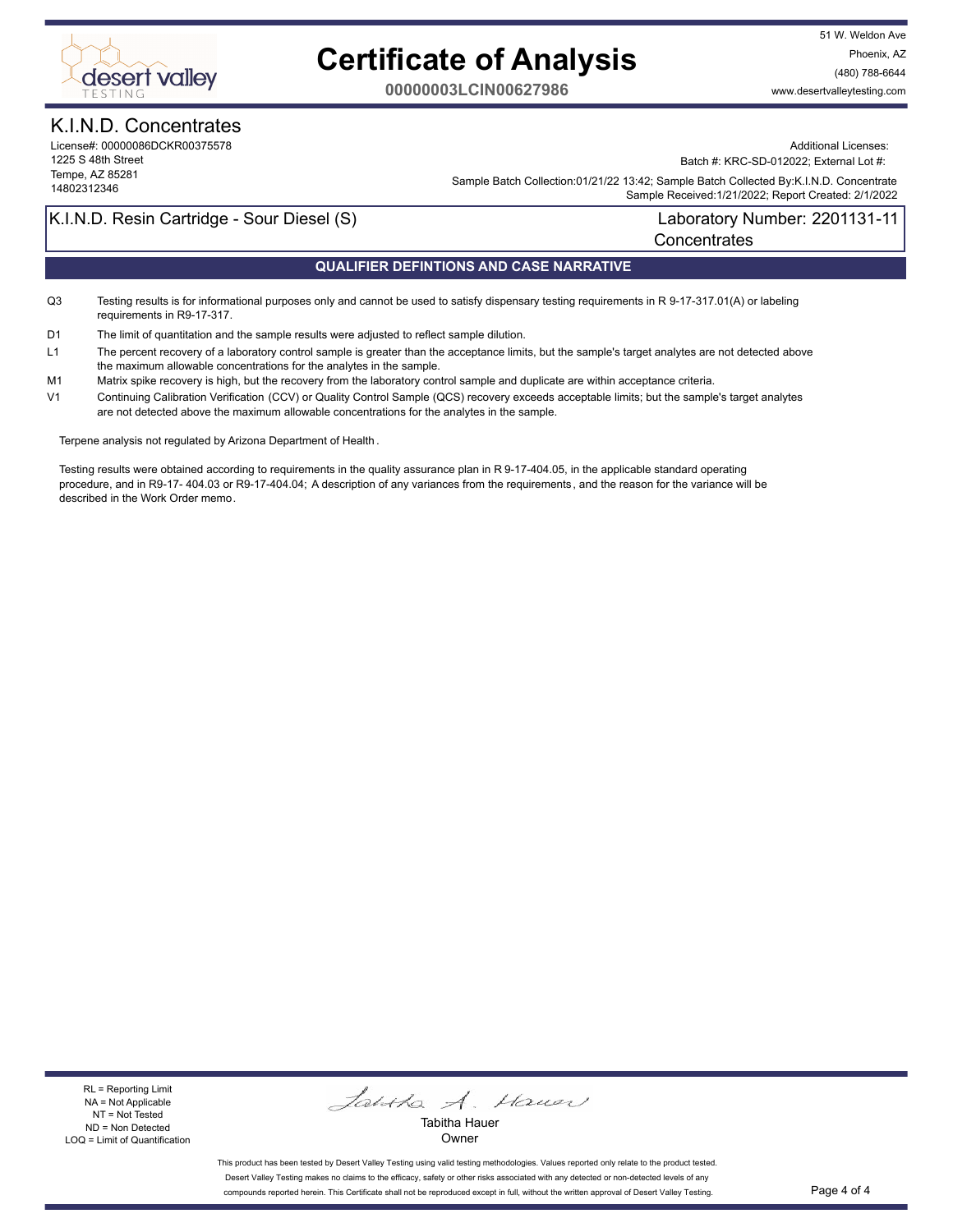# Certificate of Analysis

**00000003LCIN00627986**

51 W. Weldon Ave
Phoenix, AZ
(480) 788-6644
www.desertvalleytesting.com

## K.I.N.D. Concentrates

License#: 00000086DCKR00375578
1225 S 48th Street
Tempe, AZ 85281
14802312346

Additional Licenses:
Batch #: KRC-SD-012022; External Lot #:
Sample Batch Collection:01/21/22 13:42; Sample Batch Collected By:K.I.N.D. Concentrate
Sample Received:1/21/2022; Report Created: 2/1/2022

K.I.N.D. Resin Cartridge - Sour Diesel (S)

Laboratory Number: 2201131-11
Concentrates

### QUALIFIER DEFINTIONS AND CASE NARRATIVE

| | |
|---|---|
| Q3 | Testing results is for informational purposes only and cannot be used to satisfy dispensary testing requirements in R 9-17-317.01(A) or labeling requirements in R9-17-317. |
| D1 | The limit of quantitation and the sample results were adjusted to reflect sample dilution. |
| L1 | The percent recovery of a laboratory control sample is greater than the acceptance limits, but the sample's target analytes are not detected above the maximum allowable concentrations for the analytes in the sample. |
| M1 | Matrix spike recovery is high, but the recovery from the laboratory control sample and duplicate are within acceptance criteria. |
| V1 | Continuing Calibration Verification (CCV) or Quality Control Sample (QCS) recovery exceeds acceptable limits; but the sample's target analytes are not detected above the maximum allowable concentrations for the analytes in the sample. |

Terpene analysis not regulated by Arizona Department of Health .

Testing results were obtained according to requirements in the quality assurance plan in R 9-17-404.05, in the applicable standard operating procedure, and in R9-17- 404.03 or R9-17-404.04; A description of any variances from the requirements, and the reason for the variance will be described in the Work Order memo.

RL = Reporting Limit
NA = Not Applicable
NT = Not Tested
ND = Non Detected
LOQ = Limit of Quantification

Tabitha Hauer
Owner

This product has been tested by Desert Valley Testing using valid testing methodologies. Values reported only relate to the product tested. Desert Valley Testing makes no claims to the efficacy, safety or other risks associated with any detected or non-detected levels of any compounds reported herein. This Certificate shall not be reproduced except in full, without the written approval of Desert Valley Testing.